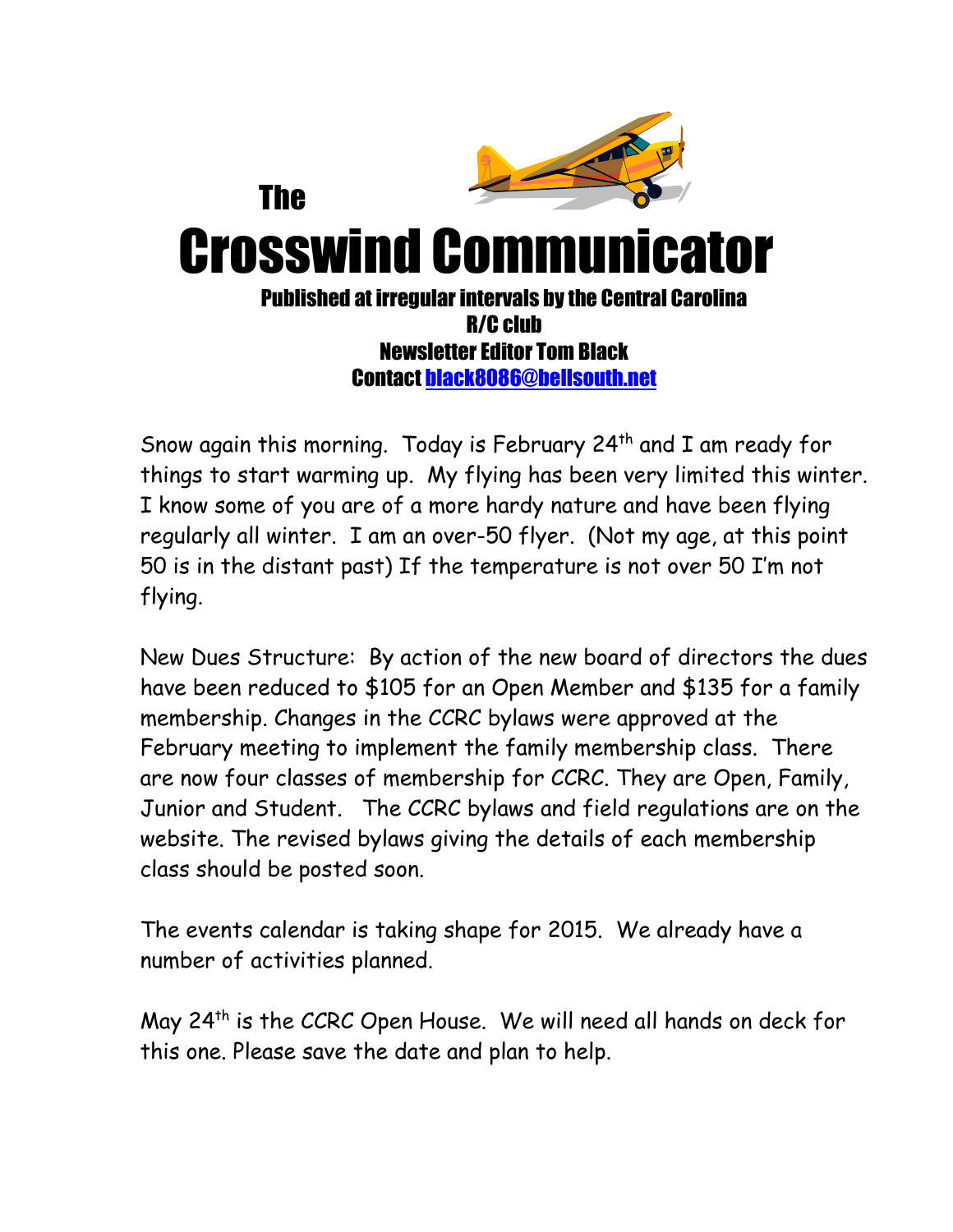# The Crosswind Communicator

**Published at irregular intervals by the Central Carolina R/C club**
**Newsletter Editor Tom Black**
**Contact [black8086@bellsouth.net](mailto:black8086@bellsouth.net)**

Snow again this morning. Today is February 24th and I am ready for things to start warming up. My flying has been very limited this winter. I know some of you are of a more hardy nature and have been flying regularly all winter. I am an over-50 flyer. (Not my age, at this point 50 is in the distant past) If the temperature is not over 50 I'm not flying.

New Dues Structure: By action of the new board of directors the dues have been reduced to $105 for an Open Member and $135 for a family membership. Changes in the CCRC bylaws were approved at the February meeting to implement the family membership class. There are now four classes of membership for CCRC. They are Open, Family, Junior and Student. The CCRC bylaws and field regulations are on the website. The revised bylaws giving the details of each membership class should be posted soon.

The events calendar is taking shape for 2015. We already have a number of activities planned.

May 24th is the CCRC Open House. We will need all hands on deck for this one. Please save the date and plan to help.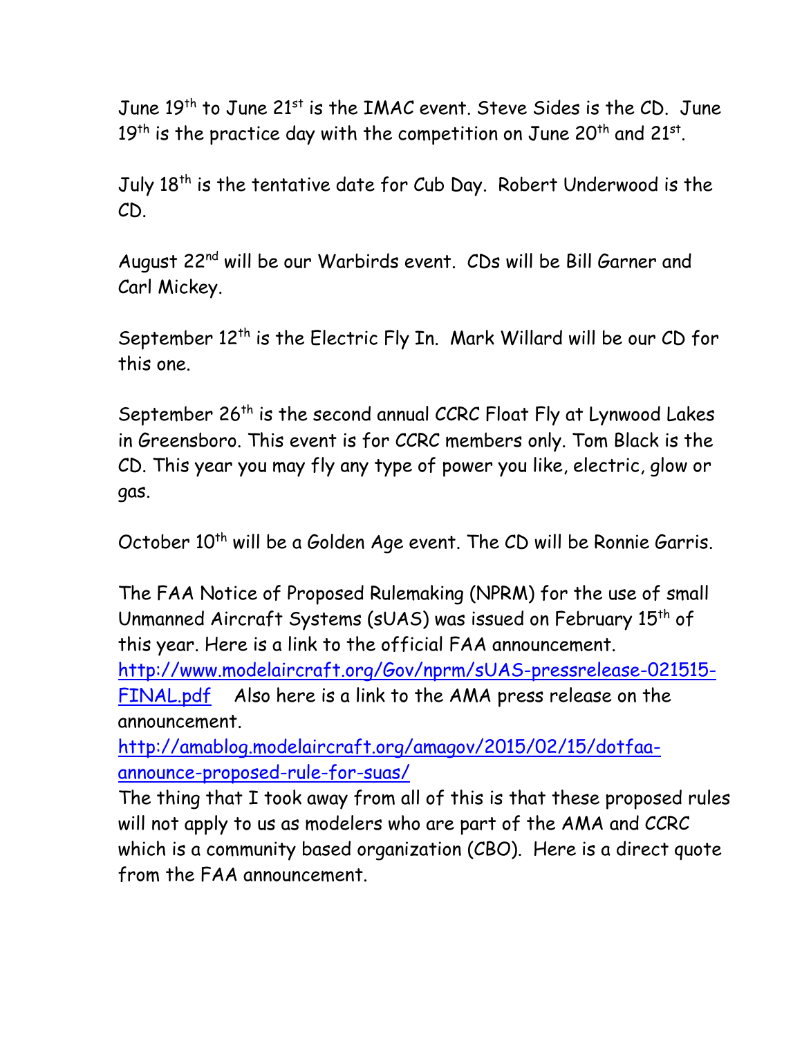June 19th to June 21st is the IMAC event. Steve Sides is the CD. June 19th is the practice day with the competition on June 20th and 21st.

July 18th is the tentative date for Cub Day. Robert Underwood is the CD.

August 22nd will be our Warbirds event. CDs will be Bill Garner and Carl Mickey.

September 12th is the Electric Fly In. Mark Willard will be our CD for this one.

September 26th is the second annual CCRC Float Fly at Lynwood Lakes in Greensboro. This event is for CCRC members only. Tom Black is the CD. This year you may fly any type of power you like, electric, glow or gas.

October 10th will be a Golden Age event. The CD will be Ronnie Garris.

The FAA Notice of Proposed Rulemaking (NPRM) for the use of small Unmanned Aircraft Systems (sUAS) was issued on February 15th of this year. Here is a link to the official FAA announcement. [http://www.modelaircraft.org/Gov/nprm/sUAS-pressrelease-021515-FINAL.pdf](http://www.modelaircraft.org/Gov/nprm/sUAS-pressrelease-021515-FINAL.pdf) Also here is a link to the AMA press release on the announcement.
[http://amablog.modelaircraft.org/amagov/2015/02/15/dotfaa-announce-proposed-rule-for-suas/](http://amablog.modelaircraft.org/amagov/2015/02/15/dotfaa-announce-proposed-rule-for-suas/)
The thing that I took away from all of this is that these proposed rules will not apply to us as modelers who are part of the AMA and CCRC which is a community based organization (CBO). Here is a direct quote from the FAA announcement.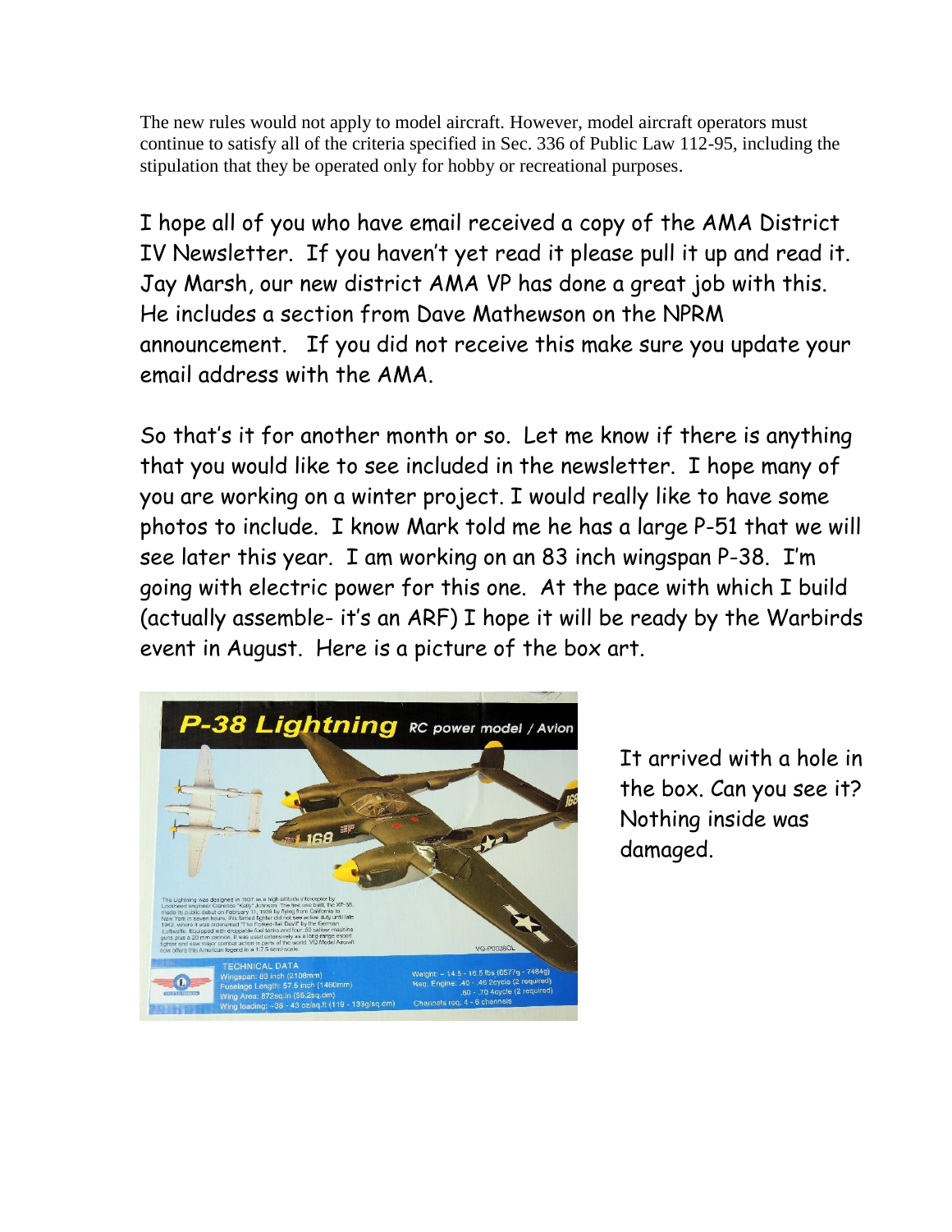The new rules would not apply to model aircraft. However, model aircraft operators must continue to satisfy all of the criteria specified in Sec. 336 of Public Law 112-95, including the stipulation that they be operated only for hobby or recreational purposes.

I hope all of you who have email received a copy of the AMA District IV Newsletter. If you haven't yet read it please pull it up and read it. Jay Marsh, our new district AMA VP has done a great job with this. He includes a section from Dave Mathewson on the NPRM announcement. If you did not receive this make sure you update your email address with the AMA.

So that's it for another month or so. Let me know if there is anything that you would like to see included in the newsletter. I hope many of you are working on a winter project. I would really like to have some photos to include. I know Mark told me he has a large P-51 that we will see later this year. I am working on an 83 inch wingspan P-38. I'm going with electric power for this one. At the pace with which I build (actually assemble- it's an ARF) I hope it will be ready by the Warbirds event in August. Here is a picture of the box art.

It arrived with a hole in the box. Can you see it? Nothing inside was damaged.